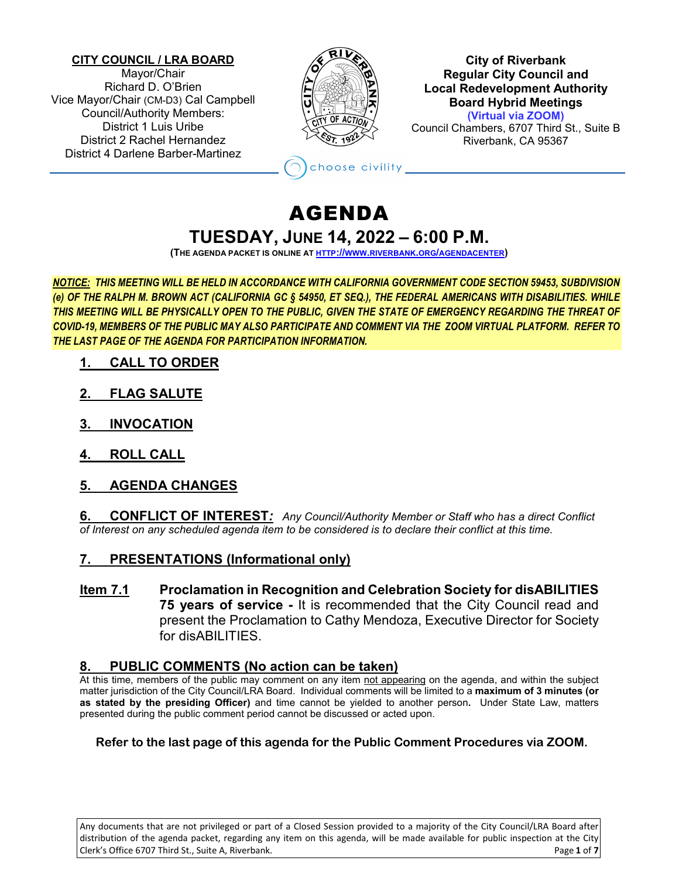**CITY COUNCIL / LRA BOARD**
Mayor/Chair
Richard D. O'Brien
Vice Mayor/Chair (CM-D3) Cal Campbell
Council/Authority Members:
District 1 Luis Uribe
District 2 Rachel Hernandez
District 4 Darlene Barber-Martinez

**City of Riverbank**
**Regular City Council and**
**Local Redevelopment Authority**
**Board Hybrid Meetings**
**(Virtual via ZOOM)**
Council Chambers, 6707 Third St., Suite B
Riverbank, CA 95367

choose civility

# AGENDA

## TUESDAY, JUNE 14, 2022 – 6:00 P.M.

**(THE AGENDA PACKET IS ONLINE AT [HTTP://WWW.RIVERBANK.ORG/AGENDACENTER](http://www.riverbank.org/agendacenter))**

***NOTICE: THIS MEETING WILL BE HELD IN ACCORDANCE WITH CALIFORNIA GOVERNMENT CODE SECTION 59453, SUBDIVISION (e) OF THE RALPH M. BROWN ACT (CALIFORNIA GC § 54950, ET SEQ.), THE FEDERAL AMERICANS WITH DISABILITIES. WHILE THIS MEETING WILL BE PHYSICALLY OPEN TO THE PUBLIC, GIVEN THE STATE OF EMERGENCY REGARDING THE THREAT OF COVID-19, MEMBERS OF THE PUBLIC MAY ALSO PARTICIPATE AND COMMENT VIA THE ZOOM VIRTUAL PLATFORM. REFER TO THE LAST PAGE OF THE AGENDA FOR PARTICIPATION INFORMATION.***

### 1. CALL TO ORDER

### 2. FLAG SALUTE

### 3. INVOCATION

### 4. ROLL CALL

### 5. AGENDA CHANGES

### 6. CONFLICT OF INTEREST:

*Any Council/Authority Member or Staff who has a direct Conflict of Interest on any scheduled agenda item to be considered is to declare their conflict at this time.*

### 7. PRESENTATIONS (Informational only)

**Item 7.1** **Proclamation in Recognition and Celebration Society for disABILITIES 75 years of service -** It is recommended that the City Council read and present the Proclamation to Cathy Mendoza, Executive Director for Society for disABILITIES.

### 8. PUBLIC COMMENTS (No action can be taken)

At this time, members of the public may comment on any item not appearing on the agenda, and within the subject matter jurisdiction of the City Council/LRA Board. Individual comments will be limited to a **maximum of 3 minutes (or as stated by the presiding Officer)** and time cannot be yielded to another person**.** Under State Law, matters presented during the public comment period cannot be discussed or acted upon.

**Refer to the last page of this agenda for the Public Comment Procedures via ZOOM.**

Any documents that are not privileged or part of a Closed Session provided to a majority of the City Council/LRA Board after distribution of the agenda packet, regarding any item on this agenda, will be made available for public inspection at the City Clerk's Office 6707 Third St., Suite A, Riverbank.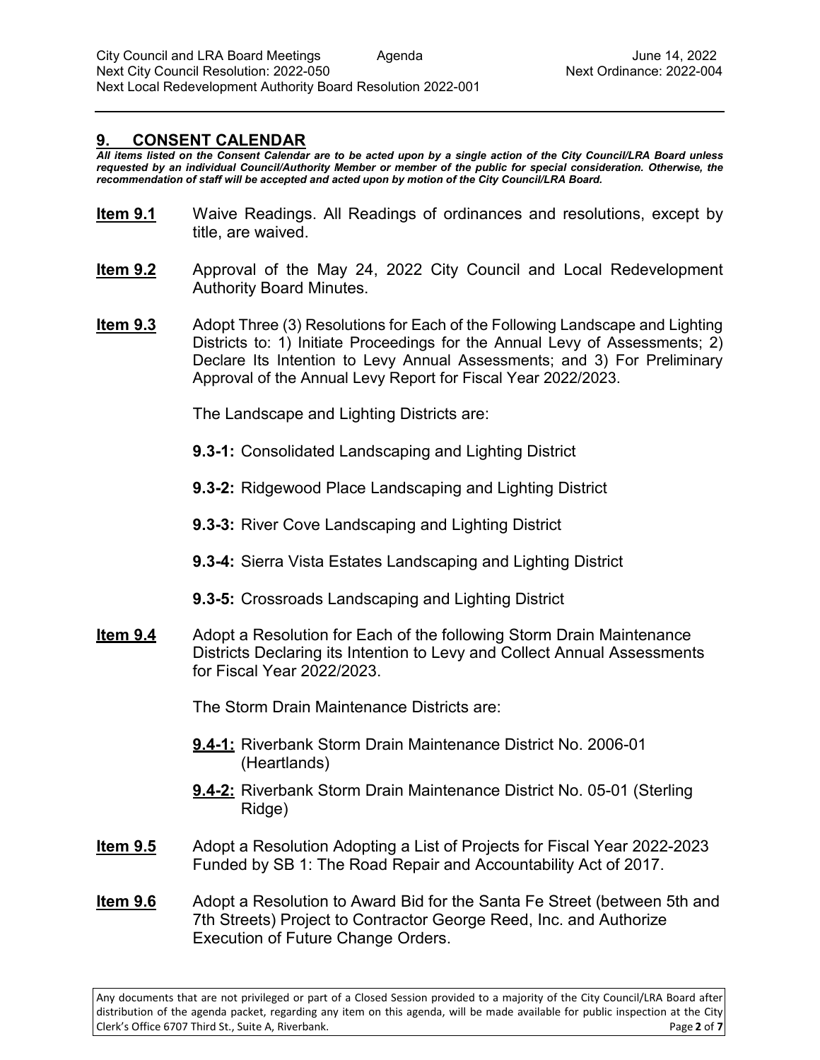## 9. CONSENT CALENDAR

***All items listed on the Consent Calendar are to be acted upon by a single action of the City Council/LRA Board unless requested by an individual Council/Authority Member or member of the public for special consideration. Otherwise, the recommendation of staff will be accepted and acted upon by motion of the City Council/LRA Board.***

**Item 9.1** Waive Readings. All Readings of ordinances and resolutions, except by title, are waived.

**Item 9.2** Approval of the May 24, 2022 City Council and Local Redevelopment Authority Board Minutes.

**Item 9.3** Adopt Three (3) Resolutions for Each of the Following Landscape and Lighting Districts to: 1) Initiate Proceedings for the Annual Levy of Assessments; 2) Declare Its Intention to Levy Annual Assessments; and 3) For Preliminary Approval of the Annual Levy Report for Fiscal Year 2022/2023.

The Landscape and Lighting Districts are:

**9.3-1:** Consolidated Landscaping and Lighting District

**9.3-2:** Ridgewood Place Landscaping and Lighting District

**9.3-3:** River Cove Landscaping and Lighting District

**9.3-4:** Sierra Vista Estates Landscaping and Lighting District

**9.3-5:** Crossroads Landscaping and Lighting District

**Item 9.4** Adopt a Resolution for Each of the following Storm Drain Maintenance Districts Declaring its Intention to Levy and Collect Annual Assessments for Fiscal Year 2022/2023.

The Storm Drain Maintenance Districts are:

**9.4-1:** Riverbank Storm Drain Maintenance District No. 2006-01 (Heartlands)

**9.4-2:** Riverbank Storm Drain Maintenance District No. 05-01 (Sterling Ridge)

**Item 9.5** Adopt a Resolution Adopting a List of Projects for Fiscal Year 2022-2023 Funded by SB 1: The Road Repair and Accountability Act of 2017.

**Item 9.6** Adopt a Resolution to Award Bid for the Santa Fe Street (between 5th and 7th Streets) Project to Contractor George Reed, Inc. and Authorize Execution of Future Change Orders.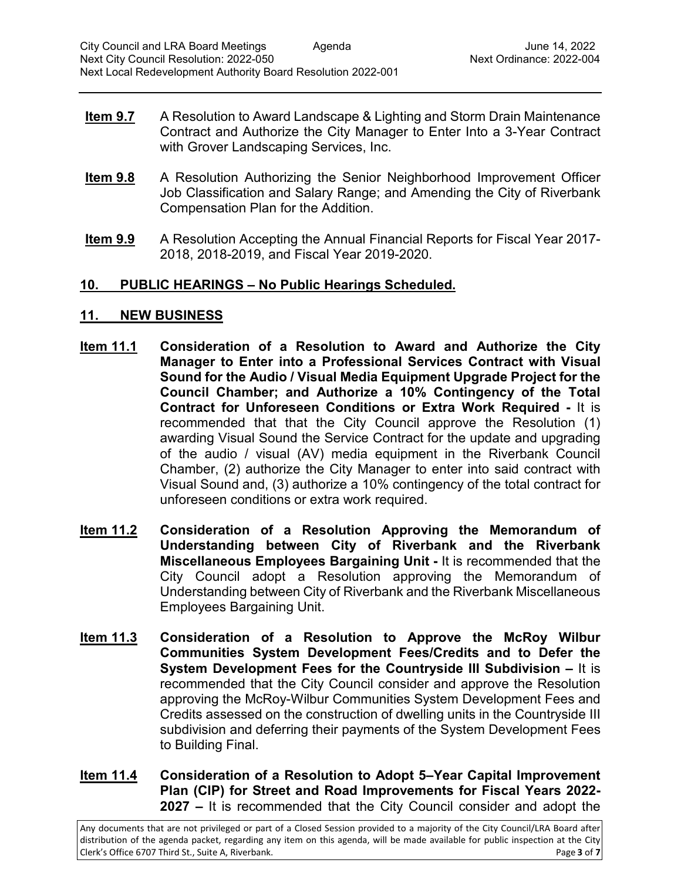**Item 9.7** A Resolution to Award Landscape & Lighting and Storm Drain Maintenance Contract and Authorize the City Manager to Enter Into a 3-Year Contract with Grover Landscaping Services, Inc.

**Item 9.8** A Resolution Authorizing the Senior Neighborhood Improvement Officer Job Classification and Salary Range; and Amending the City of Riverbank Compensation Plan for the Addition.

**Item 9.9** A Resolution Accepting the Annual Financial Reports for Fiscal Year 2017-2018, 2018-2019, and Fiscal Year 2019-2020.

## 10. PUBLIC HEARINGS – No Public Hearings Scheduled.

## 11. NEW BUSINESS

**Item 11.1** **Consideration of a Resolution to Award and Authorize the City Manager to Enter into a Professional Services Contract with Visual Sound for the Audio / Visual Media Equipment Upgrade Project for the Council Chamber; and Authorize a 10% Contingency of the Total Contract for Unforeseen Conditions or Extra Work Required -** It is recommended that that the City Council approve the Resolution (1) awarding Visual Sound the Service Contract for the update and upgrading of the audio / visual (AV) media equipment in the Riverbank Council Chamber, (2) authorize the City Manager to enter into said contract with Visual Sound and, (3) authorize a 10% contingency of the total contract for unforeseen conditions or extra work required.

**Item 11.2** **Consideration of a Resolution Approving the Memorandum of Understanding between City of Riverbank and the Riverbank Miscellaneous Employees Bargaining Unit -** It is recommended that the City Council adopt a Resolution approving the Memorandum of Understanding between City of Riverbank and the Riverbank Miscellaneous Employees Bargaining Unit.

**Item 11.3** **Consideration of a Resolution to Approve the McRoy Wilbur Communities System Development Fees/Credits and to Defer the System Development Fees for the Countryside III Subdivision –** It is recommended that the City Council consider and approve the Resolution approving the McRoy-Wilbur Communities System Development Fees and Credits assessed on the construction of dwelling units in the Countryside III subdivision and deferring their payments of the System Development Fees to Building Final.

**Item 11.4** **Consideration of a Resolution to Adopt 5–Year Capital Improvement Plan (CIP) for Street and Road Improvements for Fiscal Years 2022-2027 –** It is recommended that the City Council consider and adopt the

Any documents that are not privileged or part of a Closed Session provided to a majority of the City Council/LRA Board after distribution of the agenda packet, regarding any item on this agenda, will be made available for public inspection at the City Clerk's Office 6707 Third St., Suite A, Riverbank.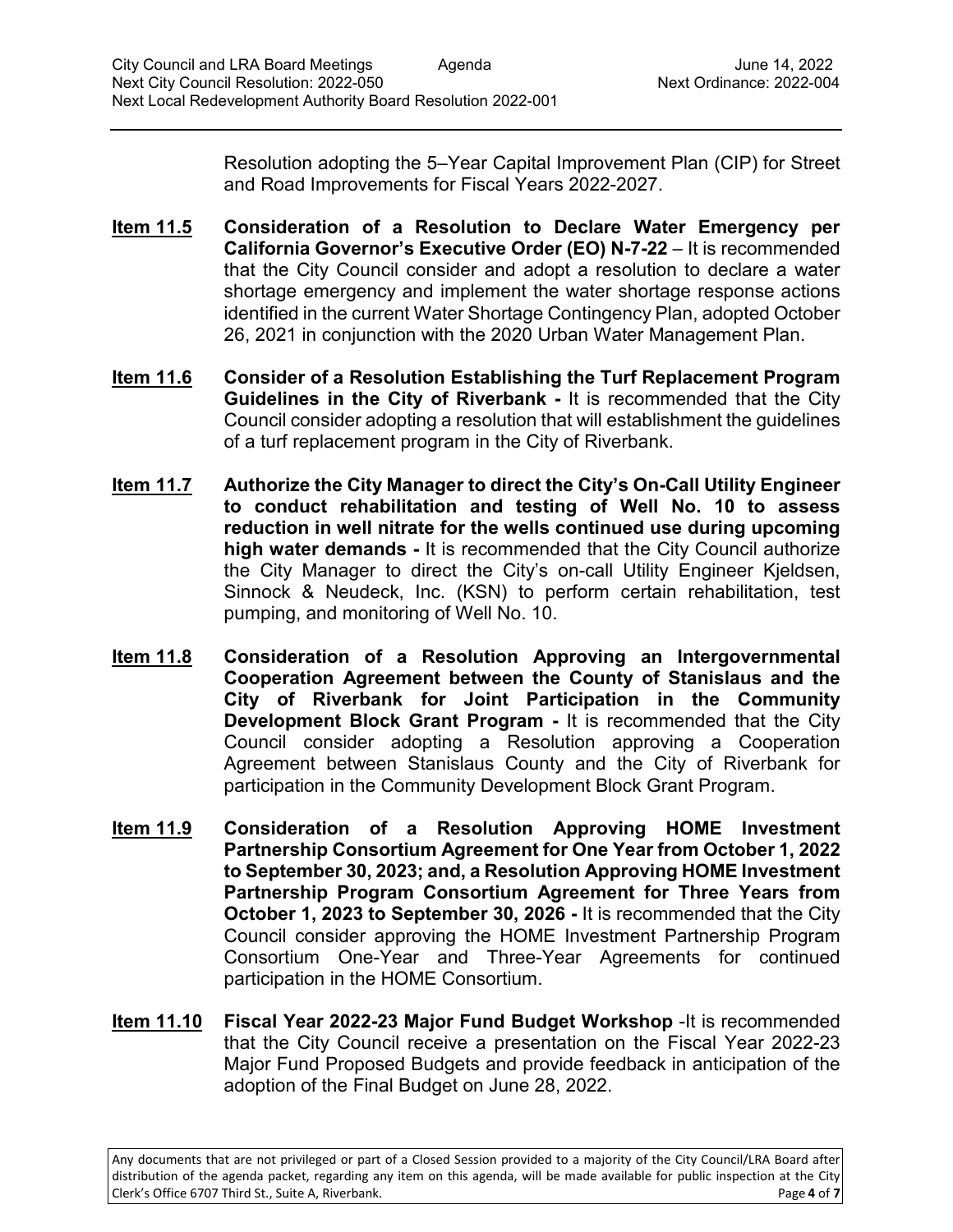Resolution adopting the 5–Year Capital Improvement Plan (CIP) for Street and Road Improvements for Fiscal Years 2022-2027.

**Item 11.5** **Consideration of a Resolution to Declare Water Emergency per California Governor's Executive Order (EO) N-7-22** – It is recommended that the City Council consider and adopt a resolution to declare a water shortage emergency and implement the water shortage response actions identified in the current Water Shortage Contingency Plan, adopted October 26, 2021 in conjunction with the 2020 Urban Water Management Plan.

**Item 11.6** **Consider of a Resolution Establishing the Turf Replacement Program Guidelines in the City of Riverbank -** It is recommended that the City Council consider adopting a resolution that will establishment the guidelines of a turf replacement program in the City of Riverbank.

**Item 11.7** **Authorize the City Manager to direct the City's On-Call Utility Engineer to conduct rehabilitation and testing of Well No. 10 to assess reduction in well nitrate for the wells continued use during upcoming high water demands -** It is recommended that the City Council authorize the City Manager to direct the City's on-call Utility Engineer Kjeldsen, Sinnock & Neudeck, Inc. (KSN) to perform certain rehabilitation, test pumping, and monitoring of Well No. 10.

**Item 11.8** **Consideration of a Resolution Approving an Intergovernmental Cooperation Agreement between the County of Stanislaus and the City of Riverbank for Joint Participation in the Community Development Block Grant Program -** It is recommended that the City Council consider adopting a Resolution approving a Cooperation Agreement between Stanislaus County and the City of Riverbank for participation in the Community Development Block Grant Program.

**Item 11.9** **Consideration of a Resolution Approving HOME Investment Partnership Consortium Agreement for One Year from October 1, 2022 to September 30, 2023; and, a Resolution Approving HOME Investment Partnership Program Consortium Agreement for Three Years from October 1, 2023 to September 30, 2026 -** It is recommended that the City Council consider approving the HOME Investment Partnership Program Consortium One-Year and Three-Year Agreements for continued participation in the HOME Consortium.

**Item 11.10** **Fiscal Year 2022-23 Major Fund Budget Workshop** -It is recommended that the City Council receive a presentation on the Fiscal Year 2022-23 Major Fund Proposed Budgets and provide feedback in anticipation of the adoption of the Final Budget on June 28, 2022.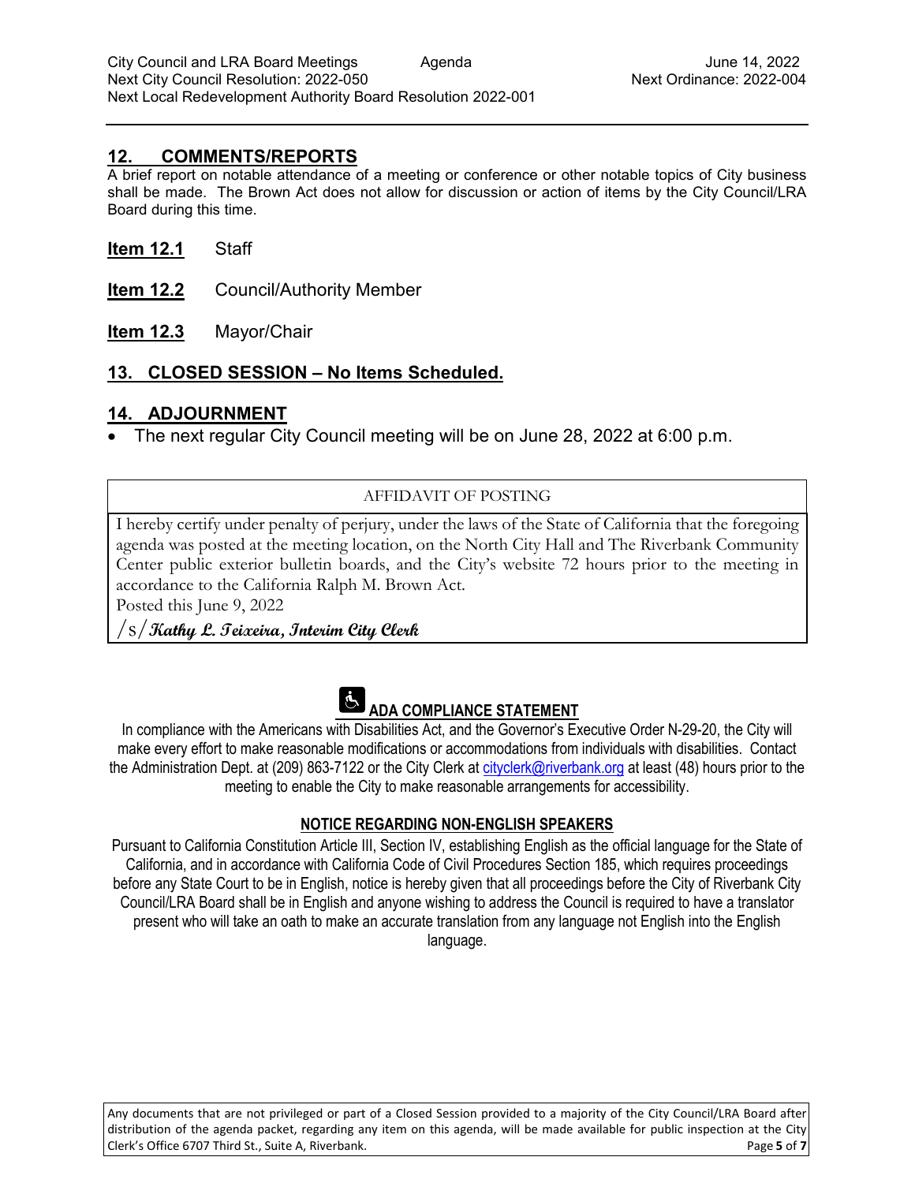## 12. COMMENTS/REPORTS

A brief report on notable attendance of a meeting or conference or other notable topics of City business shall be made. The Brown Act does not allow for discussion or action of items by the City Council/LRA Board during this time.

**Item 12.1** Staff

**Item 12.2** Council/Authority Member

**Item 12.3** Mayor/Chair

## 13. CLOSED SESSION – No Items Scheduled.

## 14. ADJOURNMENT

- The next regular City Council meeting will be on June 28, 2022 at 6:00 p.m.

| AFFIDAVIT OF POSTING |
|---|
| I hereby certify under penalty of perjury, under the laws of the State of California that the foregoing agenda was posted at the meeting location, on the North City Hall and The Riverbank Community Center public exterior bulletin boards, and the City's website 72 hours prior to the meeting in accordance to the California Ralph M. Brown Act.<br>Posted this June 9, 2022<br>/s/ *Kathy L. Teixeira, Interim City Clerk* |

### ADA COMPLIANCE STATEMENT

In compliance with the Americans with Disabilities Act, and the Governor's Executive Order N-29-20, the City will make every effort to make reasonable modifications or accommodations from individuals with disabilities. Contact the Administration Dept. at (209) 863-7122 or the City Clerk at cityclerk@riverbank.org at least (48) hours prior to the meeting to enable the City to make reasonable arrangements for accessibility.

### NOTICE REGARDING NON-ENGLISH SPEAKERS

Pursuant to California Constitution Article III, Section IV, establishing English as the official language for the State of California, and in accordance with California Code of Civil Procedures Section 185, which requires proceedings before any State Court to be in English, notice is hereby given that all proceedings before the City of Riverbank City Council/LRA Board shall be in English and anyone wishing to address the Council is required to have a translator present who will take an oath to make an accurate translation from any language not English into the English language.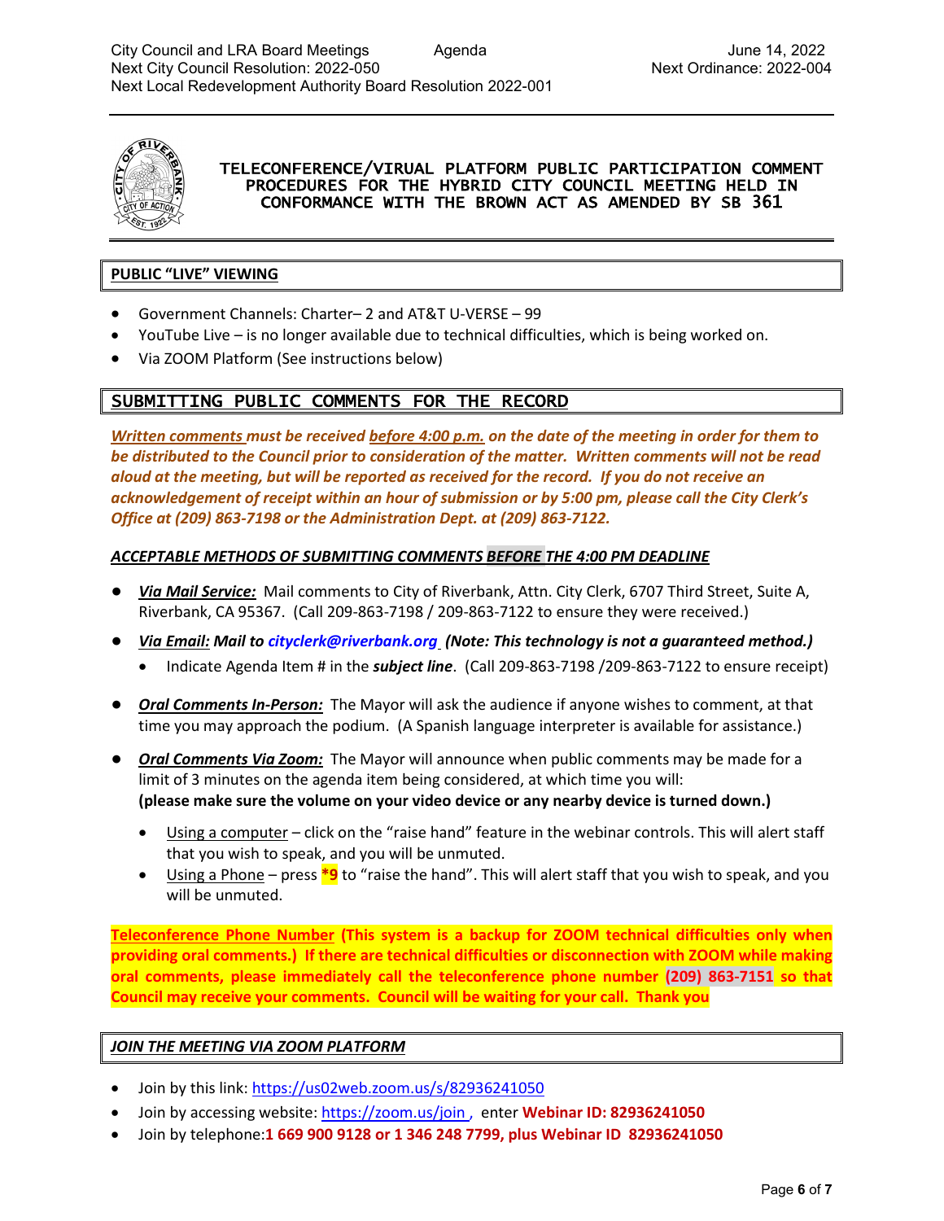# TELECONFERENCE/VIRUAL PLATFORM PUBLIC PARTICIPATION COMMENT PROCEDURES FOR THE HYBRID CITY COUNCIL MEETING HELD IN CONFORMANCE WITH THE BROWN ACT AS AMENDED BY SB 361

## PUBLIC "LIVE" VIEWING

- Government Channels: Charter– 2 and AT&T U-VERSE – 99
- YouTube Live – is no longer available due to technical difficulties, which is being worked on.
- Via ZOOM Platform (See instructions below)

## SUBMITTING PUBLIC COMMENTS FOR THE RECORD

***Written comments** must be received **before 4:00 p.m.** on the date of the meeting in order for them to be distributed to the Council prior to consideration of the matter. Written comments will not be read aloud at the meeting, but will be reported as received for the record. If you do not receive an acknowledgement of receipt within an hour of submission or by 5:00 pm, please call the City Clerk's Office at (209) 863-7198 or the Administration Dept. at (209) 863-7122.*

***ACCEPTABLE METHODS OF SUBMITTING COMMENTS BEFORE THE 4:00 PM DEADLINE***

- ***Via Mail Service:*** Mail comments to City of Riverbank, Attn. City Clerk, 6707 Third Street, Suite A, Riverbank, CA 95367. (Call 209-863-7198 / 209-863-7122 to ensure they were received.)
- ***Via Email: Mail to cityclerk@riverbank.org (Note: This technology is not a guaranteed method.)***
  - Indicate Agenda Item # in the ***subject line***. (Call 209-863-7198 /209-863-7122 to ensure receipt)
- ***Oral Comments In-Person:*** The Mayor will ask the audience if anyone wishes to comment, at that time you may approach the podium. (A Spanish language interpreter is available for assistance.)
- ***Oral Comments Via Zoom:*** The Mayor will announce when public comments may be made for a limit of 3 minutes on the agenda item being considered, at which time you will: **(please make sure the volume on your video device or any nearby device is turned down.)**
  - Using a computer – click on the "raise hand" feature in the webinar controls. This will alert staff that you wish to speak, and you will be unmuted.
  - Using a Phone – press ***9** to "raise the hand". This will alert staff that you wish to speak, and you will be unmuted.

**Teleconference Phone Number (This system is a backup for ZOOM technical difficulties only when providing oral comments.) If there are technical difficulties or disconnection with ZOOM while making oral comments, please immediately call the teleconference phone number (209) 863-7151 so that Council may receive your comments. Council will be waiting for your call. Thank you**

## *JOIN THE MEETING VIA ZOOM PLATFORM*

- Join by this link: https://us02web.zoom.us/s/82936241050
- Join by accessing website: https://zoom.us/join , enter **Webinar ID: 82936241050**
- Join by telephone:**1 669 900 9128 or 1 346 248 7799, plus Webinar ID 82936241050**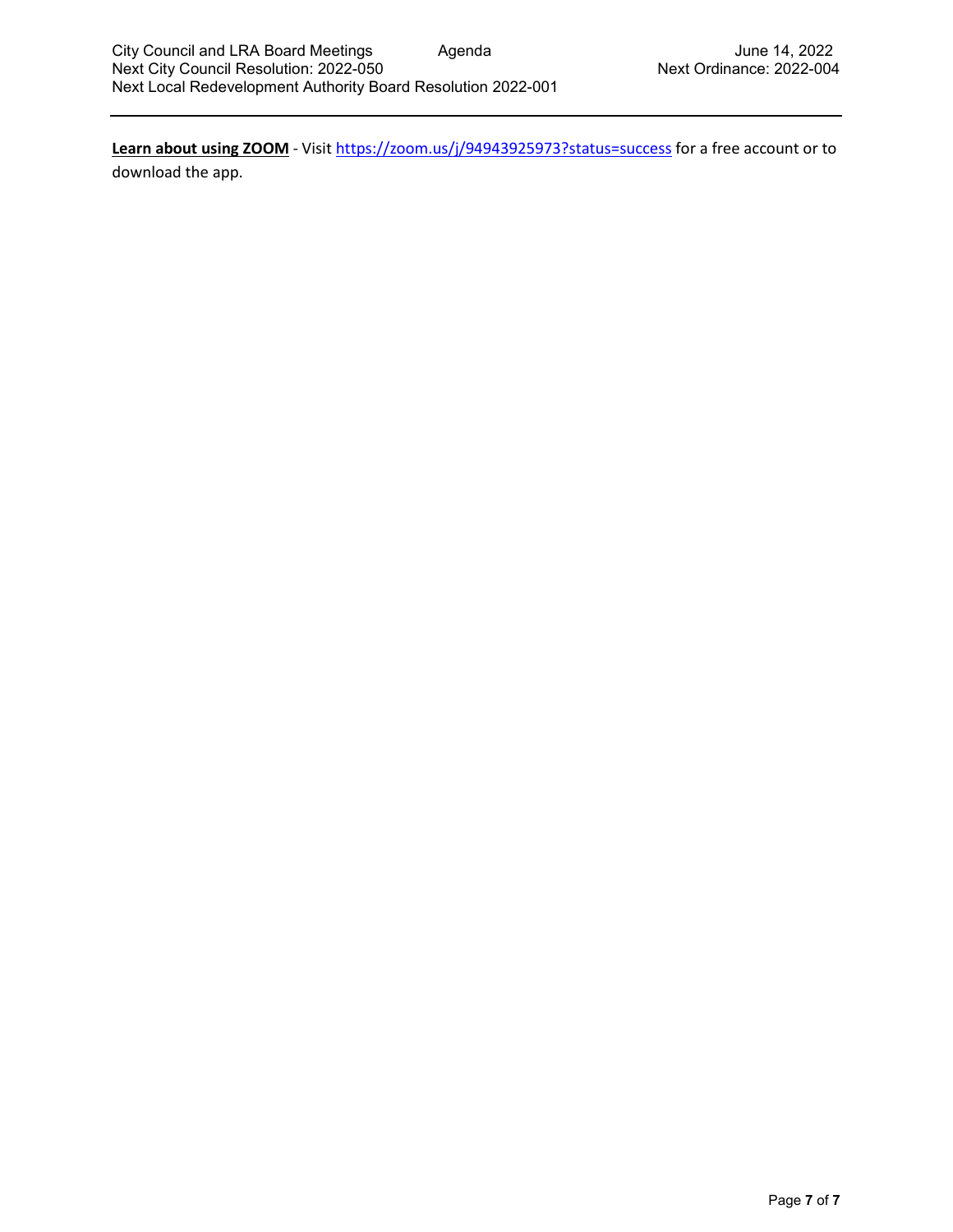**Learn about using ZOOM** - Visit https://zoom.us/j/94943925973?status=success for a free account or to download the app.